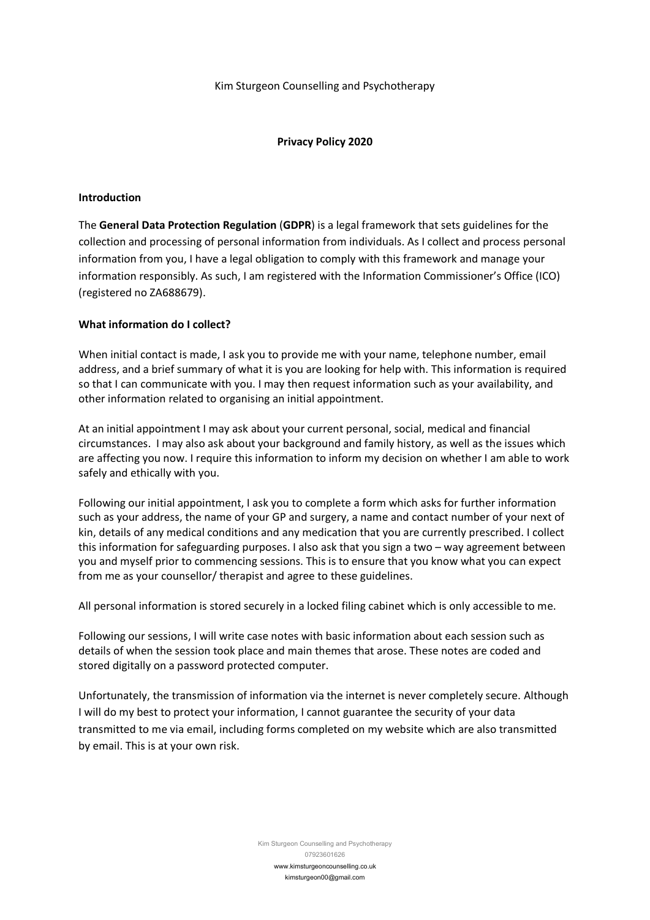Kim Sturgeon Counselling and Psychotherapy

# Privacy Policy 2020

## Introduction

The **General Data Protection Regulation** (**GDPR**) is a legal framework that sets guidelines for the collection and processing of personal information from individuals. As I collect and process personal information from you, I have a legal obligation to comply with this framework and manage your information responsibly. As such, I am registered with the Information Commissioner's Office (ICO) (registered no ZA688679).

## What information do I collect?

When initial contact is made, I ask you to provide me with your name, telephone number, email address, and a brief summary of what it is you are looking for help with. This information is required so that I can communicate with you. I may then request information such as your availability, and other information related to organising an initial appointment.

At an initial appointment I may ask about your current personal, social, medical and financial circumstances. I may also ask about your background and family history, as well as the issues which are affecting you now. I require this information to inform my decision on whether I am able to work safely and ethically with you.

Following our initial appointment, I ask you to complete a form which asks for further information such as your address, the name of your GP and surgery, a name and contact number of your next of kin, details of any medical conditions and any medication that you are currently prescribed. I collect this information for safeguarding purposes. I also ask that you sign a two – way agreement between you and myself prior to commencing sessions. This is to ensure that you know what you can expect from me as your counsellor/ therapist and agree to these guidelines.

All personal information is stored securely in a locked filing cabinet which is only accessible to me.

Following our sessions, I will write case notes with basic information about each session such as details of when the session took place and main themes that arose. These notes are coded and stored digitally on a password protected computer.

Unfortunately, the transmission of information via the internet is never completely secure. Although I will do my best to protect your information, I cannot guarantee the security of your data transmitted to me via email, including forms completed on my website which are also transmitted by email. This is at your own risk.

Kim Sturgeon Counselling and Psychotherapy
07923601626
www.kimsturgeoncounselling.co.uk
kimsturgeon00@gmail.com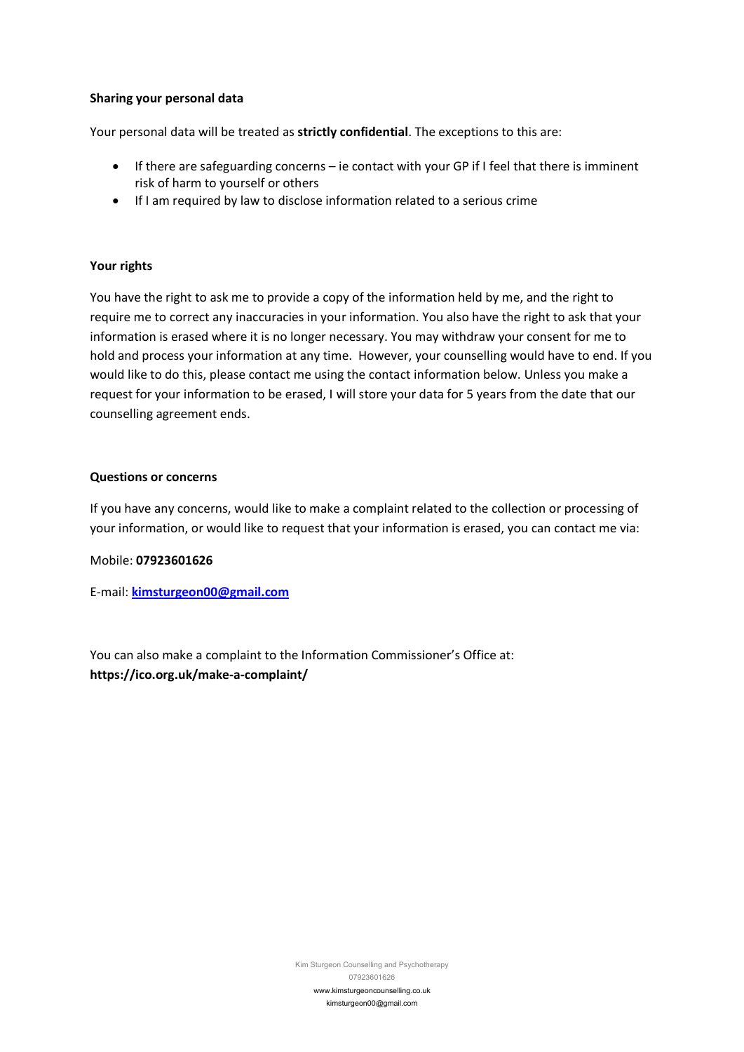## Sharing your personal data

Your personal data will be treated as **strictly confidential**. The exceptions to this are:

- If there are safeguarding concerns – ie contact with your GP if I feel that there is imminent risk of harm to yourself or others
- If I am required by law to disclose information related to a serious crime

## Your rights

You have the right to ask me to provide a copy of the information held by me, and the right to require me to correct any inaccuracies in your information. You also have the right to ask that your information is erased where it is no longer necessary. You may withdraw your consent for me to hold and process your information at any time. However, your counselling would have to end. If you would like to do this, please contact me using the contact information below. Unless you make a request for your information to be erased, I will store your data for 5 years from the date that our counselling agreement ends.

## Questions or concerns

If you have any concerns, would like to make a complaint related to the collection or processing of your information, or would like to request that your information is erased, you can contact me via:

Mobile: **07923601626**

E-mail: **kimsturgeon00@gmail.com**

You can also make a complaint to the Information Commissioner's Office at:
**https://ico.org.uk/make-a-complaint/**